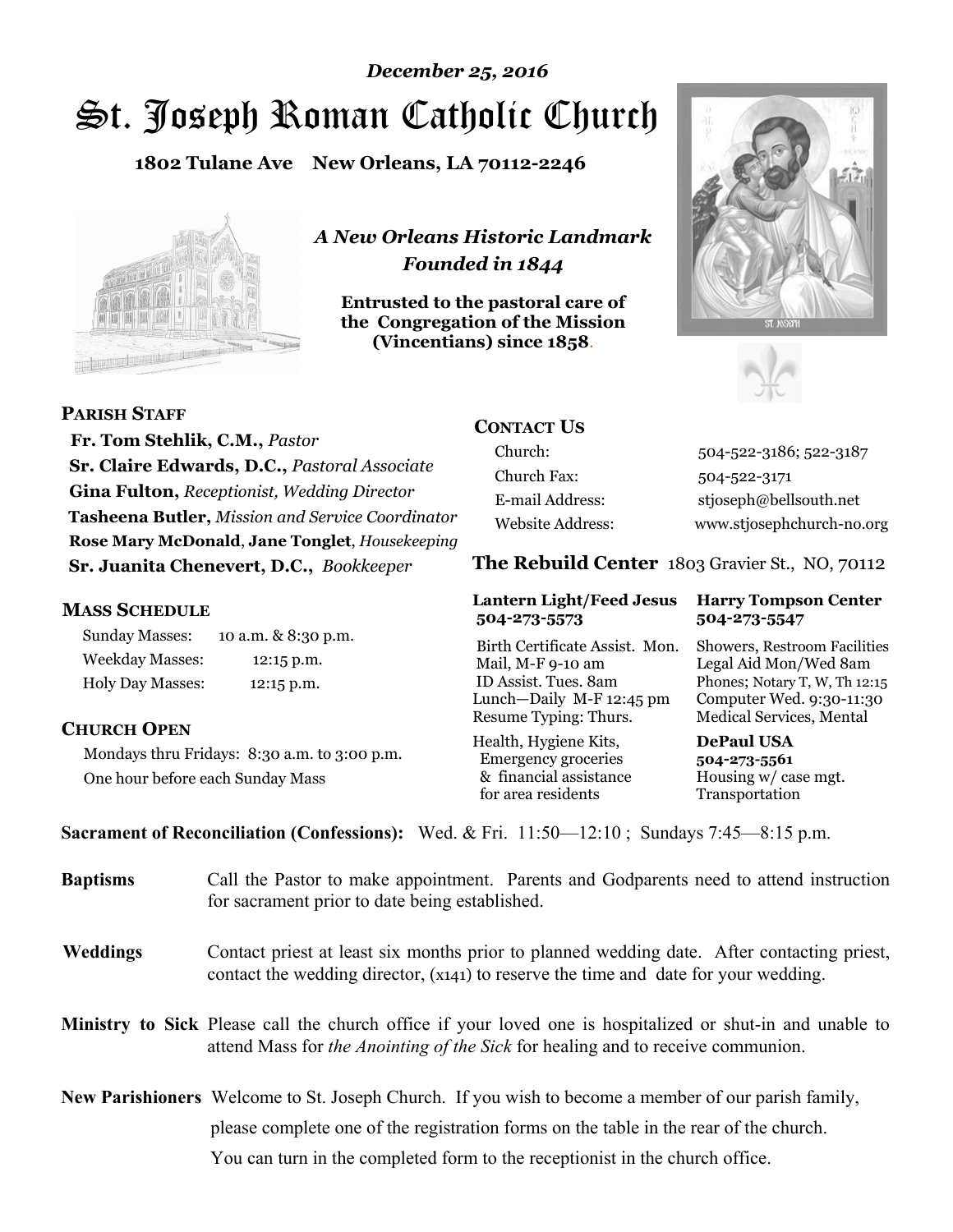*December 25, 2016*

# St. Joseph Roman Catholic Church

**1802 Tulane Ave New Orleans, LA 70112-2246**

*A New Orleans Historic Landmark*
*Founded in 1844*

**Entrusted to the pastoral care of the Congregation of the Mission (Vincentians) since 1858.**

## PARISH STAFF

**Fr. Tom Stehlik, C.M.,** *Pastor*
**Sr. Claire Edwards, D.C.,** *Pastoral Associate*
**Gina Fulton,** *Receptionist, Wedding Director*
**Tasheena Butler,** *Mission and Service Coordinator*
**Rose Mary McDonald**, **Jane Tonglet**, *Housekeeping*
**Sr. Juanita Chenevert, D.C.,** *Bookkeeper*

## MASS SCHEDULE

| | |
|---|---|
| Sunday Masses: | 10 a.m. & 8:30 p.m. |
| Weekday Masses: | 12:15 p.m. |
| Holy Day Masses: | 12:15 p.m. |

## CHURCH OPEN

Mondays thru Fridays: 8:30 a.m. to 3:00 p.m.
One hour before each Sunday Mass

## CONTACT US

| | |
|---|---|
| Church: | 504-522-3186; 522-3187 |
| Church Fax: | 504-522-3171 |
| E-mail Address: | stjoseph@bellsouth.net |
| Website Address: | www.stjosephchurch-no.org |

## The Rebuild Center 1803 Gravier St., NO, 70112

**Lantern Light/Feed Jesus 504-273-5573**

Birth Certificate Assist. Mon.
Mail, M-F 9-10 am
ID Assist. Tues. 8am
Lunch—Daily M-F 12:45 pm
Resume Typing: Thurs.

Health, Hygiene Kits, Emergency groceries & financial assistance for area residents

**Harry Tompson Center 504-273-5547**

Showers, Restroom Facilities
Legal Aid Mon/Wed 8am
Phones; Notary T, W, Th 12:15
Computer Wed. 9:30-11:30
Medical Services, Mental

**DePaul USA 504-273-5561**

Housing w/ case mgt.
Transportation

**Sacrament of Reconciliation (Confessions):** Wed. & Fri. 11:50—12:10 ; Sundays 7:45—8:15 p.m.

**Baptisms** Call the Pastor to make appointment. Parents and Godparents need to attend instruction for sacrament prior to date being established.

**Weddings** Contact priest at least six months prior to planned wedding date. After contacting priest, contact the wedding director, (x141) to reserve the time and date for your wedding.

**Ministry to Sick** Please call the church office if your loved one is hospitalized or shut-in and unable to attend Mass for *the Anointing of the Sick* for healing and to receive communion.

**New Parishioners** Welcome to St. Joseph Church. If you wish to become a member of our parish family, please complete one of the registration forms on the table in the rear of the church. You can turn in the completed form to the receptionist in the church office.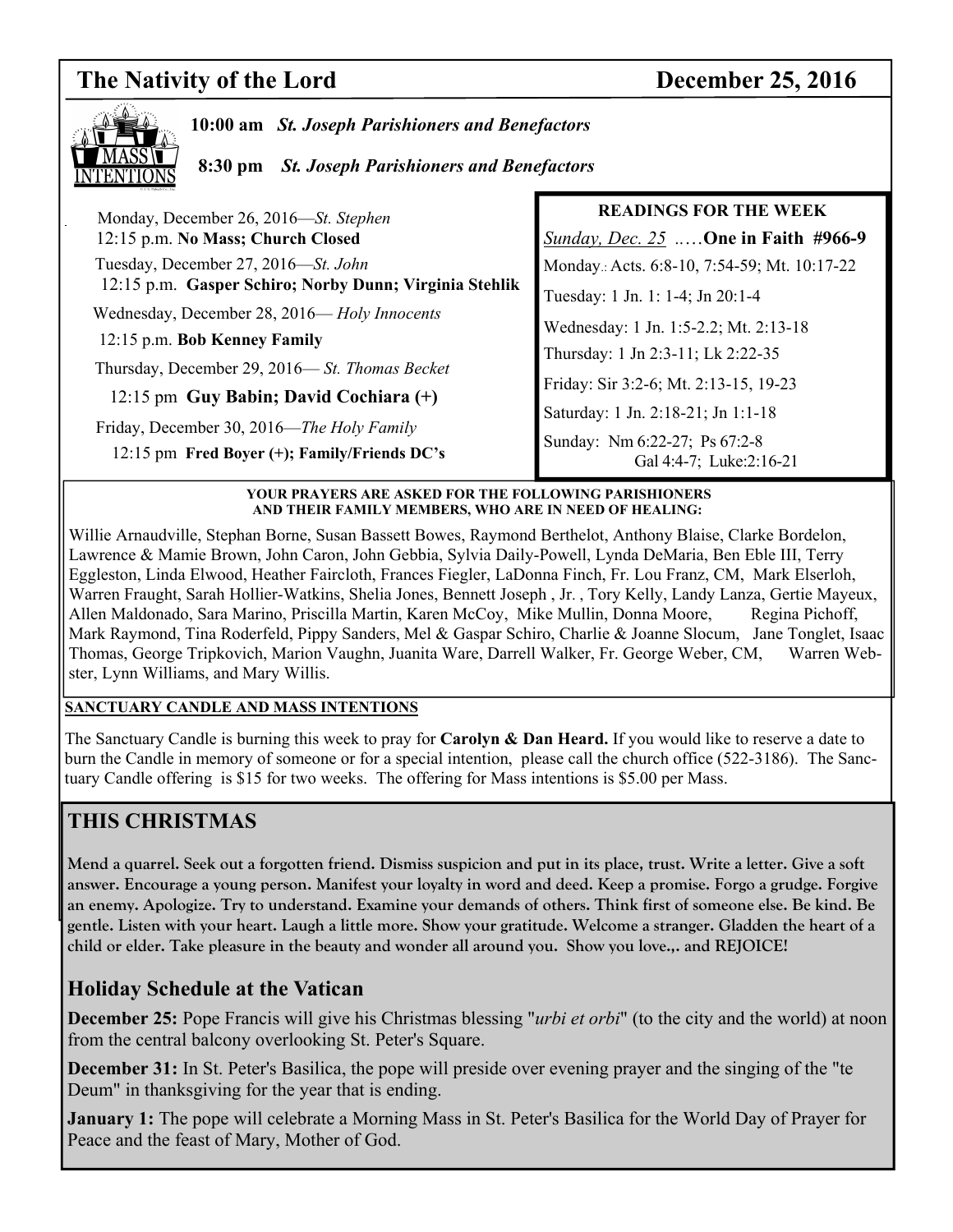# The Nativity of the Lord — December 25, 2016

**10:00 am** ***St. Joseph Parishioners and Benefactors***

**8:30 pm** ***St. Joseph Parishioners and Benefactors***

Monday, December 26, 2016—*St. Stephen*
12:15 p.m. **No Mass; Church Closed**

Tuesday, December 27, 2016—*St. John*
12:15 p.m. **Gasper Schiro; Norby Dunn; Virginia Stehlik**

Wednesday, December 28, 2016— *Holy Innocents*
12:15 p.m. **Bob Kenney Family**

Thursday, December 29, 2016— *St. Thomas Becket*
12:15 pm **Guy Babin; David Cochiara (+)**

Friday, December 30, 2016—*The Holy Family*
12:15 pm **Fred Boyer (+); Family/Friends DC's**

### READINGS FOR THE WEEK

*Sunday, Dec. 25* ..…**One in Faith #966-9**

Monday: Acts. 6:8-10, 7:54-59; Mt. 10:17-22

Tuesday: 1 Jn. 1: 1-4; Jn 20:1-4

Wednesday: 1 Jn. 1:5-2.2; Mt. 2:13-18

Thursday: 1 Jn 2:3-11; Lk 2:22-35

Friday: Sir 3:2-6; Mt. 2:13-15, 19-23

Saturday: 1 Jn. 2:18-21; Jn 1:1-18

Sunday: Nm 6:22-27; Ps 67:2-8
Gal 4:4-7; Luke:2:16-21

**YOUR PRAYERS ARE ASKED FOR THE FOLLOWING PARISHIONERS AND THEIR FAMILY MEMBERS, WHO ARE IN NEED OF HEALING:**

Willie Arnaudville, Stephan Borne, Susan Bassett Bowes, Raymond Berthelot, Anthony Blaise, Clarke Bordelon, Lawrence & Mamie Brown, John Caron, John Gebbia, Sylvia Daily-Powell, Lynda DeMaria, Ben Eble III, Terry Eggleston, Linda Elwood, Heather Faircloth, Frances Fiegler, LaDonna Finch, Fr. Lou Franz, CM, Mark Elserloh, Warren Fraught, Sarah Hollier-Watkins, Shelia Jones, Bennett Joseph , Jr. , Tory Kelly, Landy Lanza, Gertie Mayeux, Allen Maldonado, Sara Marino, Priscilla Martin, Karen McCoy, Mike Mullin, Donna Moore, Regina Pichoff, Mark Raymond, Tina Roderfeld, Pippy Sanders, Mel & Gaspar Schiro, Charlie & Joanne Slocum, Jane Tonglet, Isaac Thomas, George Tripkovich, Marion Vaughn, Juanita Ware, Darrell Walker, Fr. George Weber, CM, Warren Webster, Lynn Williams, and Mary Willis.

**SANCTUARY CANDLE AND MASS INTENTIONS**

The Sanctuary Candle is burning this week to pray for **Carolyn & Dan Heard.** If you would like to reserve a date to burn the Candle in memory of someone or for a special intention, please call the church office (522-3186). The Sanctuary Candle offering is $15 for two weeks. The offering for Mass intentions is $5.00 per Mass.

## THIS CHRISTMAS

**Mend a quarrel. Seek out a forgotten friend. Dismiss suspicion and put in its place, trust. Write a letter. Give a soft answer. Encourage a young person. Manifest your loyalty in word and deed. Keep a promise. Forgo a grudge. Forgive an enemy. Apologize. Try to understand. Examine your demands of others. Think first of someone else. Be kind. Be gentle. Listen with your heart. Laugh a little more. Show your gratitude. Welcome a stranger. Gladden the heart of a child or elder. Take pleasure in the beauty and wonder all around you. Show you love.,. and REJOICE!**

## Holiday Schedule at the Vatican

**December 25:** Pope Francis will give his Christmas blessing "*urbi et orbi*" (to the city and the world) at noon from the central balcony overlooking St. Peter's Square.

**December 31:** In St. Peter's Basilica, the pope will preside over evening prayer and the singing of the "te Deum" in thanksgiving for the year that is ending.

**January 1:** The pope will celebrate a Morning Mass in St. Peter's Basilica for the World Day of Prayer for Peace and the feast of Mary, Mother of God.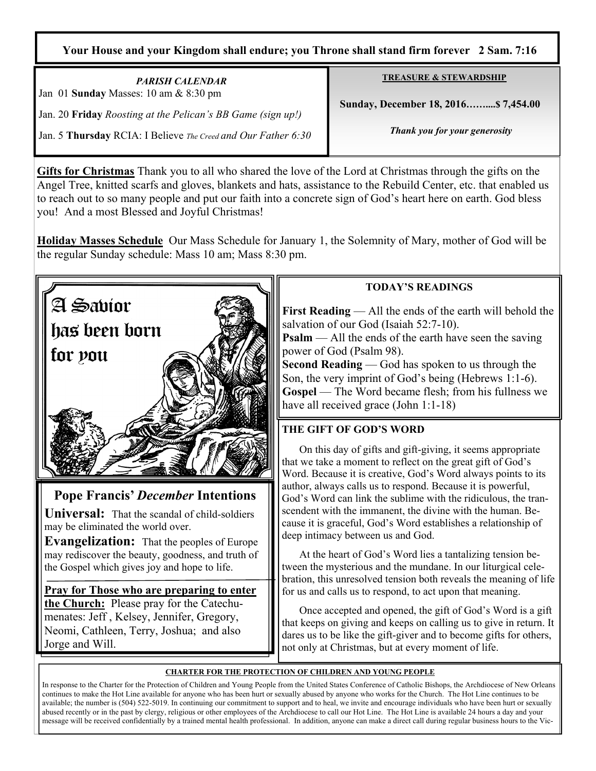**Your House and your Kingdom shall endure; you Throne shall stand firm forever 2 Sam. 7:16**

*PARISH CALENDAR*

Jan 01 **Sunday** Masses: 10 am & 8:30 pm

Jan. 20 **Friday** *Roosting at the Pelican's BB Game (sign up!)*

Jan. 5 **Thursday** RCIA: I Believe *The Creed and Our Father 6:30*

**TREASURE & STEWARDSHIP**

**Sunday, December 18, 2016……....$ 7,454.00**

***Thank you for your generosity***

**Gifts for Christmas** Thank you to all who shared the love of the Lord at Christmas through the gifts on the Angel Tree, knitted scarfs and gloves, blankets and hats, assistance to the Rebuild Center, etc. that enabled us to reach out to so many people and put our faith into a concrete sign of God's heart here on earth. God bless you! And a most Blessed and Joyful Christmas!

**Holiday Masses Schedule** Our Mass Schedule for January 1, the Solemnity of Mary, mother of God will be the regular Sunday schedule: Mass 10 am; Mass 8:30 pm.

A Savior has been born for you

## Pope Francis' *December* Intentions

**Universal:** That the scandal of child-soldiers may be eliminated the world over.

**Evangelization:** That the peoples of Europe may rediscover the beauty, goodness, and truth of the Gospel which gives joy and hope to life.

**Pray for Those who are preparing to enter the Church:** Please pray for the Catechumenates: Jeff , Kelsey, Jennifer, Gregory, Neomi, Cathleen, Terry, Joshua; and also Jorge and Will.

## TODAY'S READINGS

**First Reading** — All the ends of the earth will behold the salvation of our God (Isaiah 52:7-10).
**Psalm** — All the ends of the earth have seen the saving power of God (Psalm 98).
**Second Reading** — God has spoken to us through the Son, the very imprint of God's being (Hebrews 1:1-6).
**Gospel** — The Word became flesh; from his fullness we have all received grace (John 1:1-18)

## THE GIFT OF GOD'S WORD

On this day of gifts and gift-giving, it seems appropriate that we take a moment to reflect on the great gift of God's Word. Because it is creative, God's Word always points to its author, always calls us to respond. Because it is powerful, God's Word can link the sublime with the ridiculous, the transcendent with the immanent, the divine with the human. Because it is graceful, God's Word establishes a relationship of deep intimacy between us and God.

At the heart of God's Word lies a tantalizing tension between the mysterious and the mundane. In our liturgical celebration, this unresolved tension both reveals the meaning of life for us and calls us to respond, to act upon that meaning.

Once accepted and opened, the gift of God's Word is a gift that keeps on giving and keeps on calling us to give in return. It dares us to be like the gift-giver and to become gifts for others, not only at Christmas, but at every moment of life.

**CHARTER FOR THE PROTECTION OF CHILDREN AND YOUNG PEOPLE**

In response to the Charter for the Protection of Children and Young People from the United States Conference of Catholic Bishops, the Archdiocese of New Orleans continues to make the Hot Line available for anyone who has been hurt or sexually abused by anyone who works for the Church. The Hot Line continues to be available; the number is (504) 522-5019. In continuing our commitment to support and to heal, we invite and encourage individuals who have been hurt or sexually abused recently or in the past by clergy, religious or other employees of the Archdiocese to call our Hot Line. The Hot Line is available 24 hours a day and your message will be received confidentially by a trained mental health professional. In addition, anyone can make a direct call during regular business hours to the Vic-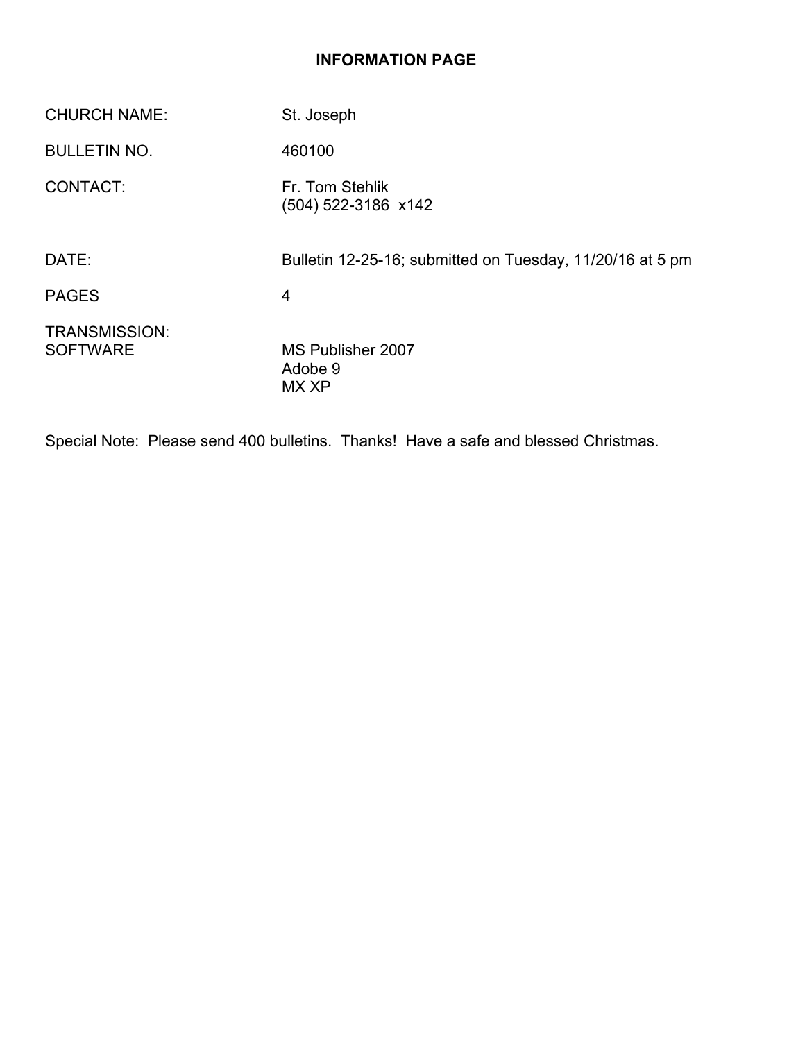# INFORMATION PAGE

| | |
|---|---|
| CHURCH NAME: | St. Joseph |
| BULLETIN NO. | 460100 |
| CONTACT: | Fr. Tom Stehlik<br>(504) 522-3186 x142 |
| DATE: | Bulletin 12-25-16; submitted on Tuesday, 11/20/16 at 5 pm |
| PAGES | 4 |
| TRANSMISSION:<br>SOFTWARE | MS Publisher 2007<br>Adobe 9<br>MX XP |

Special Note: Please send 400 bulletins. Thanks! Have a safe and blessed Christmas.